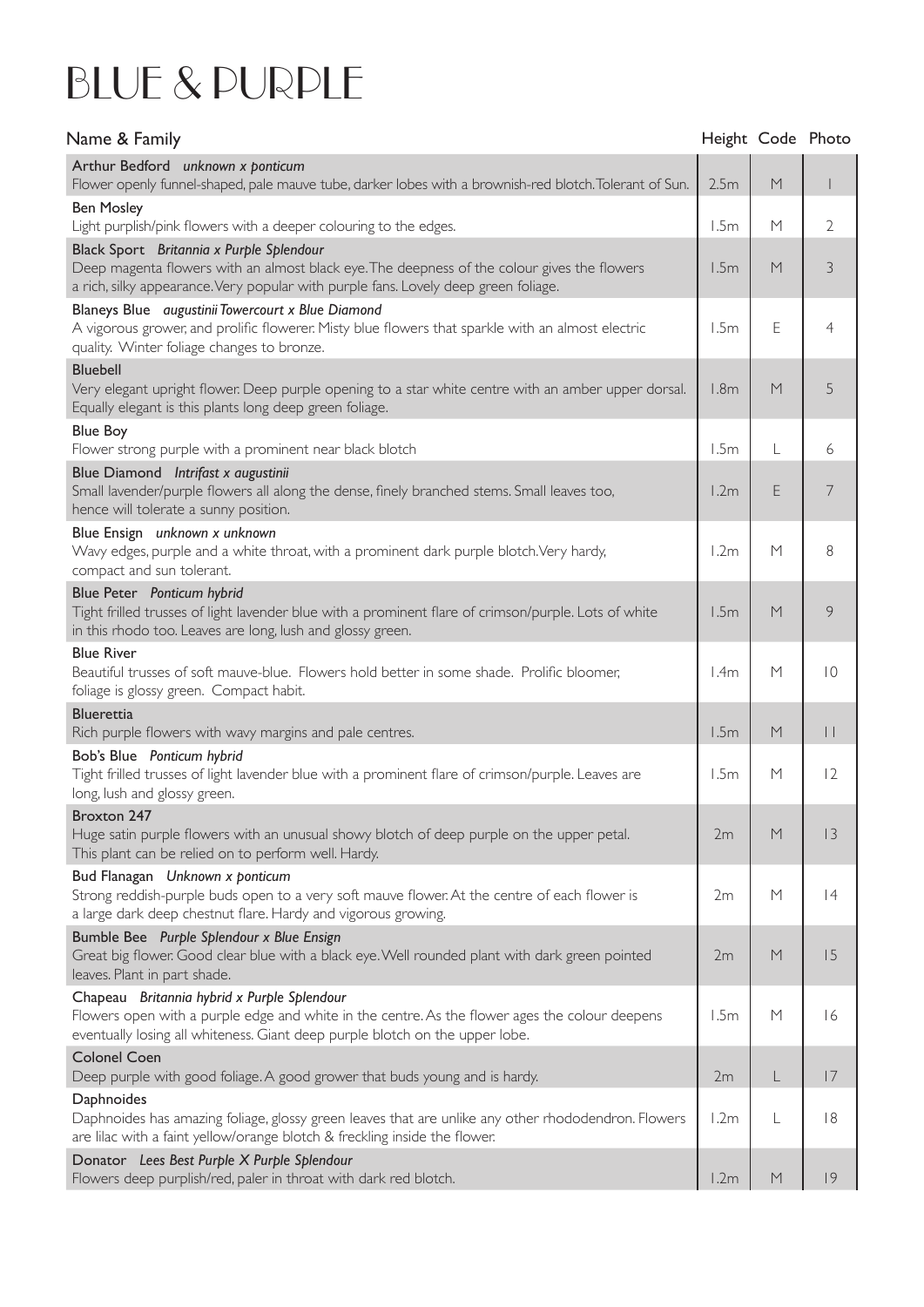# BLUE & PURPLE

| Name & Family | Height | Code | Photo |
| --- | --- | --- | --- |
| **Arthur Bedford** *unknown x ponticum*<br>Flower openly funnel-shaped, pale mauve tube, darker lobes with a brownish-red blotch. Tolerant of Sun. | 2.5m | M | 1 |
| **Ben Mosley**<br>Light purplish/pink flowers with a deeper colouring to the edges. | 1.5m | M | 2 |
| **Black Sport** *Britannia x Purple Splendour*<br>Deep magenta flowers with an almost black eye. The deepness of the colour gives the flowers a rich, silky appearance. Very popular with purple fans. Lovely deep green foliage. | 1.5m | M | 3 |
| **Blaneys Blue** *augustinii Towercourt x Blue Diamond*<br>A vigorous grower, and prolific flowerer. Misty blue flowers that sparkle with an almost electric quality. Winter foliage changes to bronze. | 1.5m | E | 4 |
| **Bluebell**<br>Very elegant upright flower. Deep purple opening to a star white centre with an amber upper dorsal. Equally elegant is this plants long deep green foliage. | 1.8m | M | 5 |
| **Blue Boy**<br>Flower strong purple with a prominent near black blotch | 1.5m | L | 6 |
| **Blue Diamond** *Intrifast x augustinii*<br>Small lavender/purple flowers all along the dense, finely branched stems. Small leaves too, hence will tolerate a sunny position. | 1.2m | E | 7 |
| **Blue Ensign** *unknown x unknown*<br>Wavy edges, purple and a white throat, with a prominent dark purple blotch. Very hardy, compact and sun tolerant. | 1.2m | M | 8 |
| **Blue Peter** *Ponticum hybrid*<br>Tight frilled trusses of light lavender blue with a prominent flare of crimson/purple. Lots of white in this rhodo too. Leaves are long, lush and glossy green. | 1.5m | M | 9 |
| **Blue River**<br>Beautiful trusses of soft mauve-blue. Flowers hold better in some shade. Prolific bloomer, foliage is glossy green. Compact habit. | 1.4m | M | 10 |
| **Bluerettia**<br>Rich purple flowers with wavy margins and pale centres. | 1.5m | M | 11 |
| **Bob's Blue** *Ponticum hybrid*<br>Tight frilled trusses of light lavender blue with a prominent flare of crimson/purple. Leaves are long, lush and glossy green. | 1.5m | M | 12 |
| **Broxton 247**<br>Huge satin purple flowers with an unusual showy blotch of deep purple on the upper petal. This plant can be relied on to perform well. Hardy. | 2m | M | 13 |
| **Bud Flanagan** *Unknown x ponticum*<br>Strong reddish-purple buds open to a very soft mauve flower. At the centre of each flower is a large dark deep chestnut flare. Hardy and vigorous growing. | 2m | M | 14 |
| **Bumble Bee** *Purple Splendour x Blue Ensign*<br>Great big flower. Good clear blue with a black eye. Well rounded plant with dark green pointed leaves. Plant in part shade. | 2m | M | 15 |
| **Chapeau** *Britannia hybrid x Purple Splendour*<br>Flowers open with a purple edge and white in the centre. As the flower ages the colour deepens eventually losing all whiteness. Giant deep purple blotch on the upper lobe. | 1.5m | M | 16 |
| **Colonel Coen**<br>Deep purple with good foliage. A good grower that buds young and is hardy. | 2m | L | 17 |
| **Daphnoides**<br>Daphnoides has amazing foliage, glossy green leaves that are unlike any other rhododendron. Flowers are lilac with a faint yellow/orange blotch & freckling inside the flower. | 1.2m | L | 18 |
| **Donator** *Lees Best Purple X Purple Splendour*<br>Flowers deep purplish/red, paler in throat with dark red blotch. | 1.2m | M | 19 |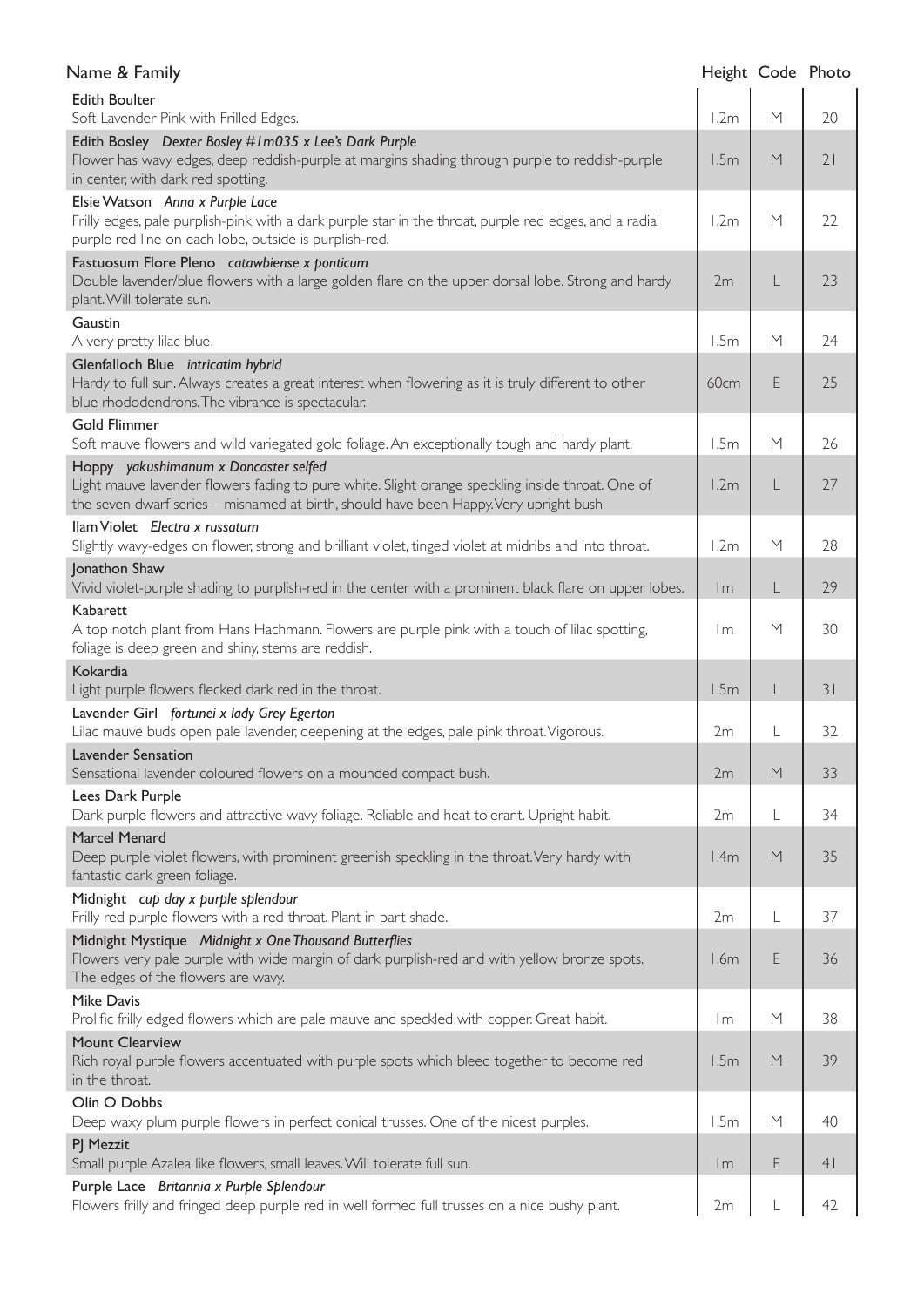| Name & Family | Height | Code | Photo |
|---|---|---|---|
| **Edith Boulter**<br>Soft Lavender Pink with Frilled Edges. | 1.2m | M | 20 |
| **Edith Bosley** *Dexter Bosley #1m035 x Lee's Dark Purple*<br>Flower has wavy edges, deep reddish-purple at margins shading through purple to reddish-purple in center, with dark red spotting. | 1.5m | M | 21 |
| **Elsie Watson** *Anna x Purple Lace*<br>Frilly edges, pale purplish-pink with a dark purple star in the throat, purple red edges, and a radial purple red line on each lobe, outside is purplish-red. | 1.2m | M | 22 |
| **Fastuosum Flore Pleno** *catawbiense x ponticum*<br>Double lavender/blue flowers with a large golden flare on the upper dorsal lobe. Strong and hardy plant. Will tolerate sun. | 2m | L | 23 |
| **Gaustin**<br>A very pretty lilac blue. | 1.5m | M | 24 |
| **Glenfalloch Blue** *intricatim hybrid*<br>Hardy to full sun. Always creates a great interest when flowering as it is truly different to other blue rhododendrons. The vibrance is spectacular. | 60cm | E | 25 |
| **Gold Flimmer**<br>Soft mauve flowers and wild variegated gold foliage. An exceptionally tough and hardy plant. | 1.5m | M | 26 |
| **Hoppy** *yakushimanum x Doncaster selfed*<br>Light mauve lavender flowers fading to pure white. Slight orange speckling inside throat. One of the seven dwarf series – misnamed at birth, should have been Happy. Very upright bush. | 1.2m | L | 27 |
| **Ilam Violet** *Electra x russatum*<br>Slightly wavy-edges on flower, strong and brilliant violet, tinged violet at midribs and into throat. | 1.2m | M | 28 |
| **Jonathon Shaw**<br>Vivid violet-purple shading to purplish-red in the center with a prominent black flare on upper lobes. | 1m | L | 29 |
| **Kabarett**<br>A top notch plant from Hans Hachmann. Flowers are purple pink with a touch of lilac spotting, foliage is deep green and shiny, stems are reddish. | 1m | M | 30 |
| **Kokardia**<br>Light purple flowers flecked dark red in the throat. | 1.5m | L | 31 |
| **Lavender Girl** *fortunei x lady Grey Egerton*<br>Lilac mauve buds open pale lavender, deepening at the edges, pale pink throat. Vigorous. | 2m | L | 32 |
| **Lavender Sensation**<br>Sensational lavender coloured flowers on a mounded compact bush. | 2m | M | 33 |
| **Lees Dark Purple**<br>Dark purple flowers and attractive wavy foliage. Reliable and heat tolerant. Upright habit. | 2m | L | 34 |
| **Marcel Menard**<br>Deep purple violet flowers, with prominent greenish speckling in the throat. Very hardy with fantastic dark green foliage. | 1.4m | M | 35 |
| **Midnight** *cup day x purple splendour*<br>Frilly red purple flowers with a red throat. Plant in part shade. | 2m | L | 37 |
| **Midnight Mystique** *Midnight x One Thousand Butterflies*<br>Flowers very pale purple with wide margin of dark purplish-red and with yellow bronze spots. The edges of the flowers are wavy. | 1.6m | E | 36 |
| **Mike Davis**<br>Prolific frilly edged flowers which are pale mauve and speckled with copper. Great habit. | 1m | M | 38 |
| **Mount Clearview**<br>Rich royal purple flowers accentuated with purple spots which bleed together to become red in the throat. | 1.5m | M | 39 |
| **Olin O Dobbs**<br>Deep waxy plum purple flowers in perfect conical trusses. One of the nicest purples. | 1.5m | M | 40 |
| **PJ Mezzit**<br>Small purple Azalea like flowers, small leaves. Will tolerate full sun. | 1m | E | 41 |
| **Purple Lace** *Britannia x Purple Splendour*<br>Flowers frilly and fringed deep purple red in well formed full trusses on a nice bushy plant. | 2m | L | 42 |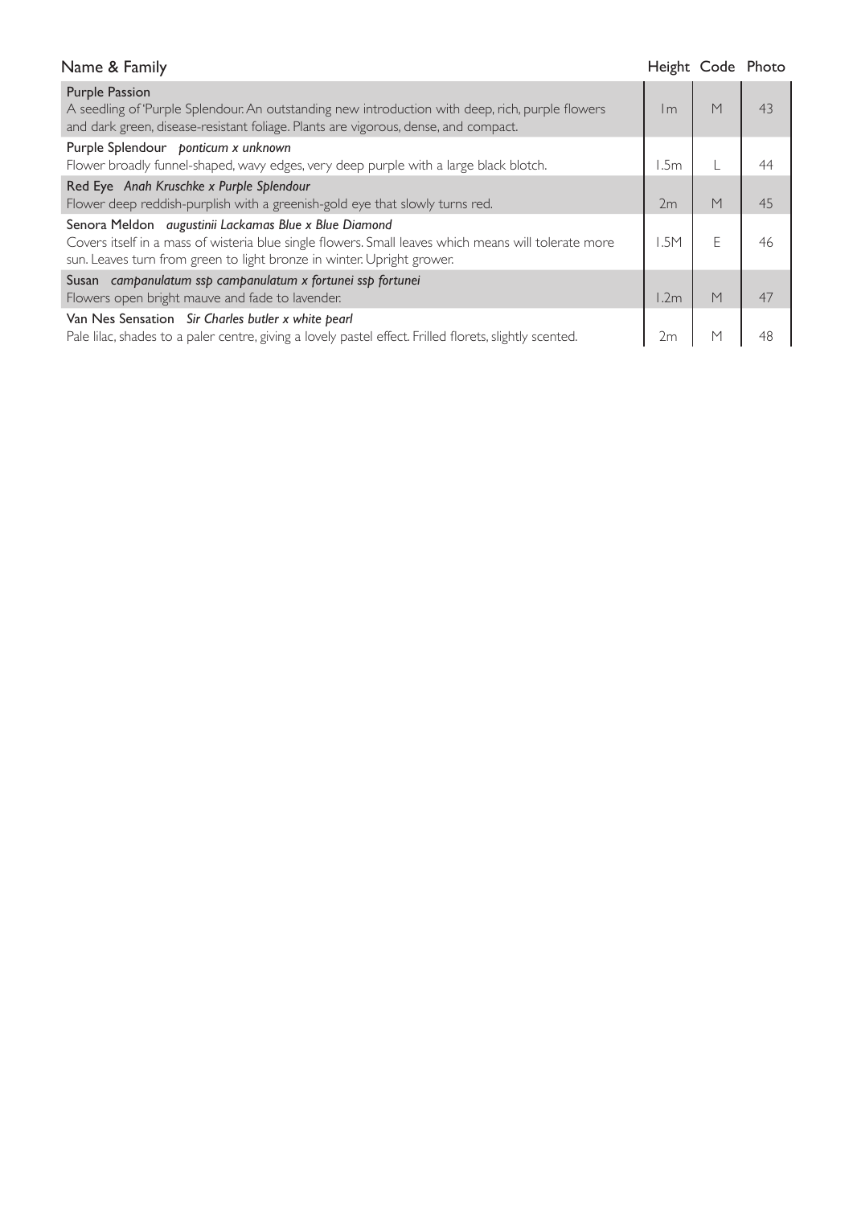| Name & Family | Height | Code | Photo |
|---|---|---|---|
| Purple Passion<br>A seedling of 'Purple Splendour. An outstanding new introduction with deep, rich, purple flowers and dark green, disease-resistant foliage. Plants are vigorous, dense, and compact. | 1m | M | 43 |
| Purple Splendour *ponticum x unknown*<br>Flower broadly funnel-shaped, wavy edges, very deep purple with a large black blotch. | 1.5m | L | 44 |
| Red Eye *Anah Kruschke x Purple Splendour*<br>Flower deep reddish-purplish with a greenish-gold eye that slowly turns red. | 2m | M | 45 |
| Senora Meldon *augustinii Lackamas Blue x Blue Diamond*<br>Covers itself in a mass of wisteria blue single flowers. Small leaves which means will tolerate more sun. Leaves turn from green to light bronze in winter. Upright grower. | 1.5M | E | 46 |
| Susan *campanulatum ssp campanulatum x fortunei ssp fortunei*<br>Flowers open bright mauve and fade to lavender. | 1.2m | M | 47 |
| Van Nes Sensation *Sir Charles butler x white pearl*<br>Pale lilac, shades to a paler centre, giving a lovely pastel effect. Frilled florets, slightly scented. | 2m | M | 48 |